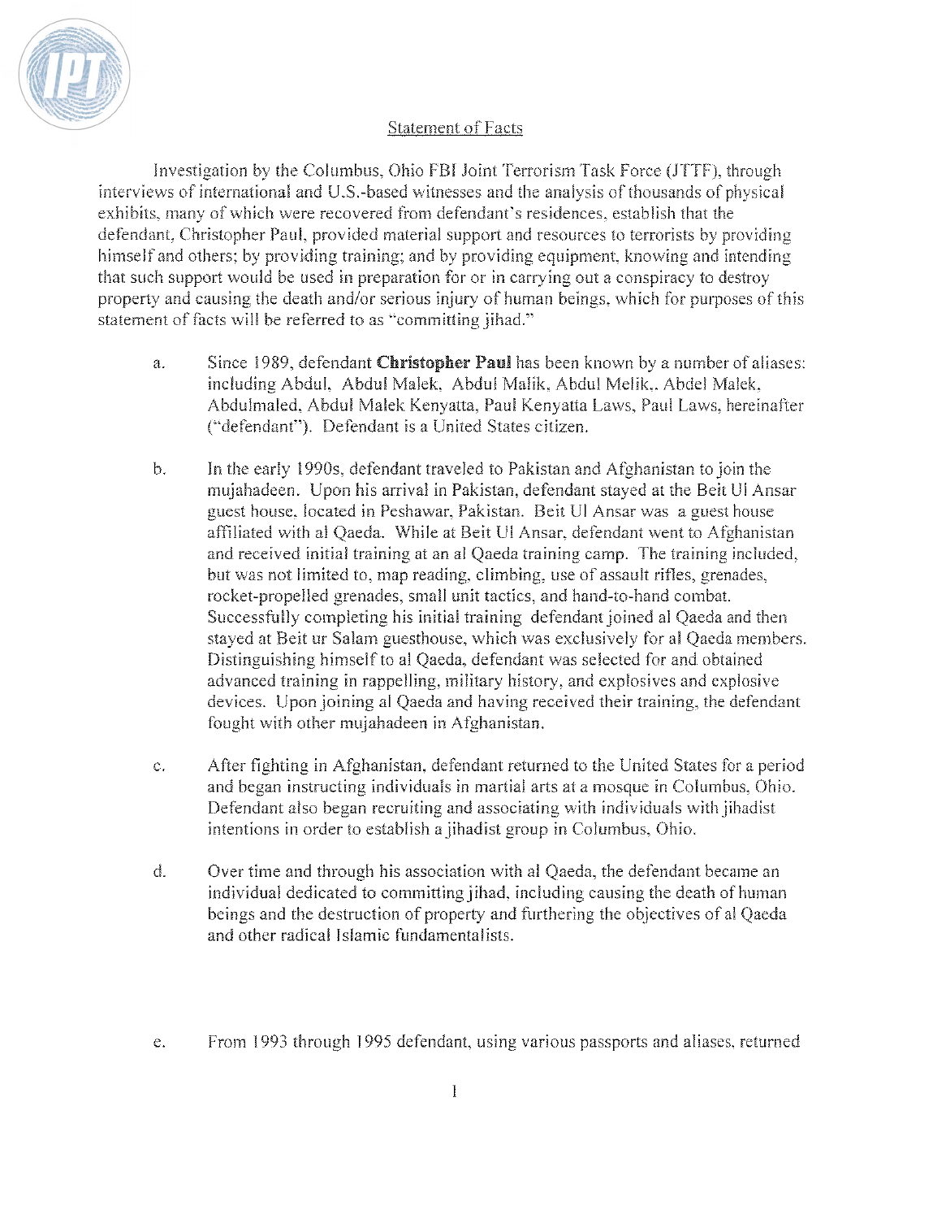## Statement of Facts

Investigation by the Columbus, Ohio FBI Joint Terrorism Task Force (JTTF), through interviews of international and U.S.-based witnesses and the analysis of thousands of physical exhibits, many of which were recovered from defendant's residences, establish that the defendant, Christopher Paul, provided material support and resources to terrorists by providing himself and others; by providing training; and by providing equipment, knowing and intending that such support would be used in preparation for or in carrying out a conspiracy to destroy property and causing the death and/or serious injury of human beings, which for purposes of this statement of facts will be referred to as "committing jihad."

a. Since 1989, defendant **Christopher Paul** has been known by a number of aliases: including Abdul, Abdul Malek, Abdul Malik, Abdul Melik,. Abdel Malek, Abdulmaled, Abdul Malek Kenyatta, Paul Kenyatta Laws, Paul Laws, hereinafter ("defendant"). Defendant is a United States citizen.

b. In the early 1990s, defendant traveled to Pakistan and Afghanistan to join the mujahadeen. Upon his arrival in Pakistan, defendant stayed at the Beit Ul Ansar guest house, located in Peshawar, Pakistan. Beit Ul Ansar was a guest house affiliated with al Qaeda. While at Beit Ul Ansar, defendant went to Afghanistan and received initial training at an al Qaeda training camp. The training included, but was not limited to, map reading, climbing, use of assault rifles, grenades, rocket-propelled grenades, small unit tactics, and hand-to-hand combat. Successfully completing his initial training defendant joined al Qaeda and then stayed at Beit ur Salam guesthouse, which was exclusively for al Qaeda members. Distinguishing himself to al Qaeda, defendant was selected for and obtained advanced training in rappelling, military history, and explosives and explosive devices. Upon joining al Qaeda and having received their training, the defendant fought with other mujahadeen in Afghanistan.

c. After fighting in Afghanistan, defendant returned to the United States for a period and began instructing individuals in martial arts at a mosque in Columbus, Ohio. Defendant also began recruiting and associating with individuals with jihadist intentions in order to establish a jihadist group in Columbus, Ohio.

d. Over time and through his association with al Qaeda, the defendant became an individual dedicated to committing jihad, including causing the death of human beings and the destruction of property and furthering the objectives of al Qaeda and other radical Islamic fundamentalists.

e. From 1993 through 1995 defendant, using various passports and aliases, returned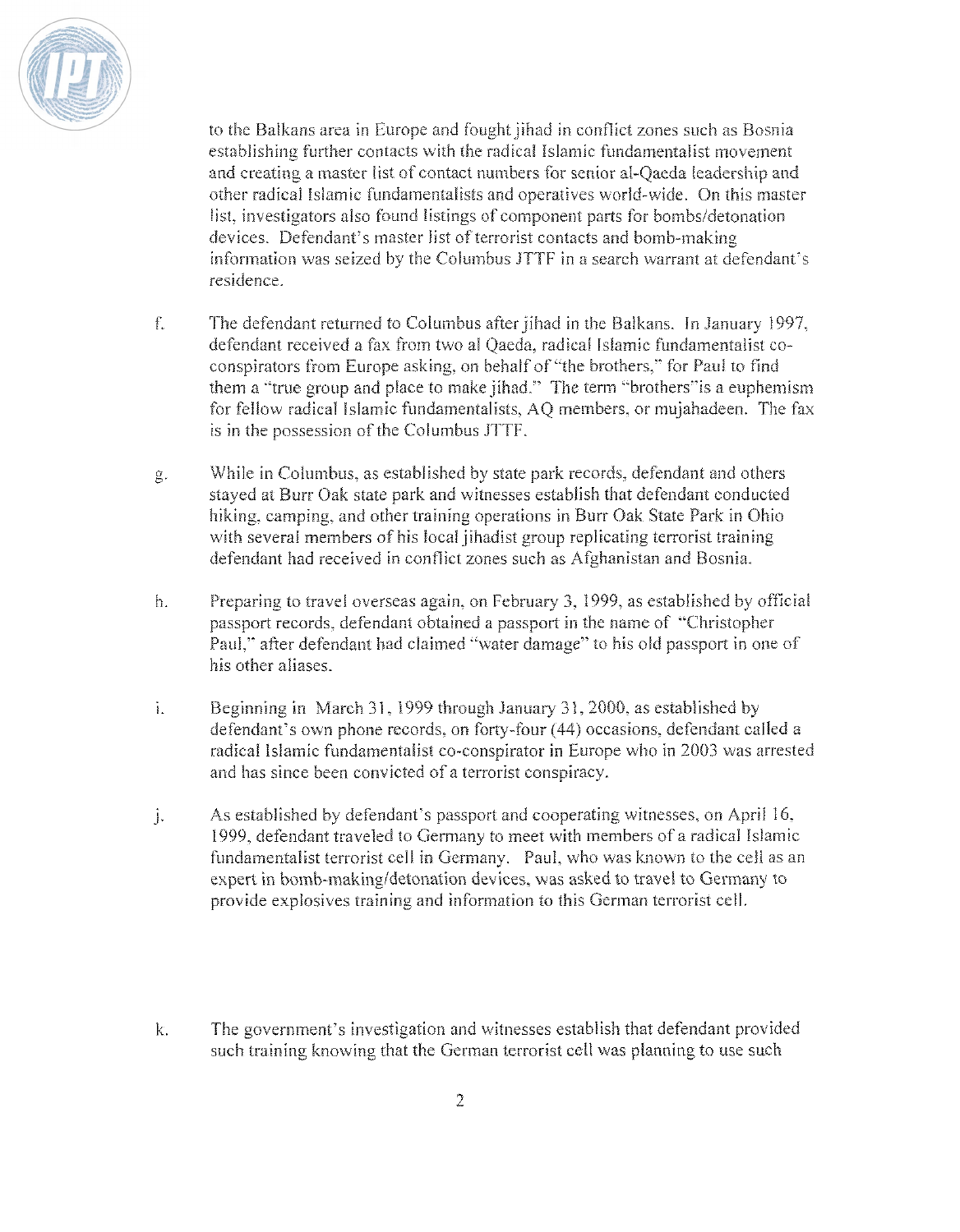to the Balkans area in Europe and fought jihad in conflict zones such as Bosnia establishing further contacts with the radical Islamic fundamentalist movement and creating a master list of contact numbers for senior al-Qaeda leadership and other radical Islamic fundamentalists and operatives world-wide. On this master list, investigators also found listings of component parts for bombs/detonation devices. Defendant's master list of terrorist contacts and bomb-making information was seized by the Columbus JTTF in a search warrant at defendant's residence.

f. The defendant returned to Columbus after jihad in the Balkans. In January 1997, defendant received a fax from two al Qaeda, radical Islamic fundamentalist co-conspirators from Europe asking, on behalf of "the brothers," for Paul to find them a "true group and place to make jihad." The term "brothers" is a euphemism for fellow radical Islamic fundamentalists, AQ members, or mujahadeen. The fax is in the possession of the Columbus JTTF.

g. While in Columbus, as established by state park records, defendant and others stayed at Burr Oak state park and witnesses establish that defendant conducted hiking, camping, and other training operations in Burr Oak State Park in Ohio with several members of his local jihadist group replicating terrorist training defendant had received in conflict zones such as Afghanistan and Bosnia.

h. Preparing to travel overseas again, on February 3, 1999, as established by official passport records, defendant obtained a passport in the name of "Christopher Paul," after defendant had claimed "water damage" to his old passport in one of his other aliases.

i. Beginning in March 31, 1999 through January 31, 2000, as established by defendant's own phone records, on forty-four (44) occasions, defendant called a radical Islamic fundamentalist co-conspirator in Europe who in 2003 was arrested and has since been convicted of a terrorist conspiracy.

j. As established by defendant's passport and cooperating witnesses, on April 16, 1999, defendant traveled to Germany to meet with members of a radical Islamic fundamentalist terrorist cell in Germany. Paul, who was known to the cell as an expert in bomb-making/detonation devices, was asked to travel to Germany to provide explosives training and information to this German terrorist cell.

k. The government's investigation and witnesses establish that defendant provided such training knowing that the German terrorist cell was planning to use such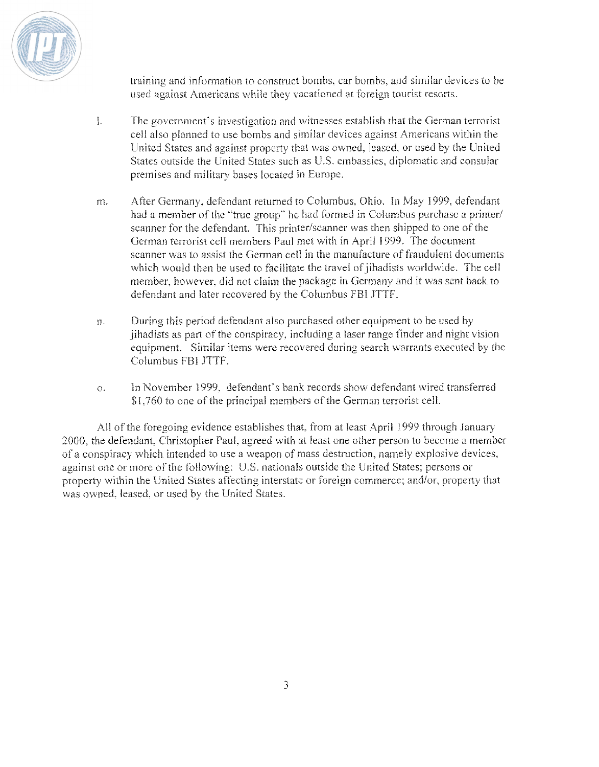training and information to construct bombs, car bombs, and similar devices to be used against Americans while they vacationed at foreign tourist resorts.

l. The government's investigation and witnesses establish that the German terrorist cell also planned to use bombs and similar devices against Americans within the United States and against property that was owned, leased, or used by the United States outside the United States such as U.S. embassies, diplomatic and consular premises and military bases located in Europe.

m. After Germany, defendant returned to Columbus, Ohio. In May 1999, defendant had a member of the "true group" he had formed in Columbus purchase a printer/scanner for the defendant. This printer/scanner was then shipped to one of the German terrorist cell members Paul met with in April 1999. The document scanner was to assist the German cell in the manufacture of fraudulent documents which would then be used to facilitate the travel of jihadists worldwide. The cell member, however, did not claim the package in Germany and it was sent back to defendant and later recovered by the Columbus FBI JTTF.

n. During this period defendant also purchased other equipment to be used by jihadists as part of the conspiracy, including a laser range finder and night vision equipment. Similar items were recovered during search warrants executed by the Columbus FBI JTTF.

o. In November 1999, defendant's bank records show defendant wired transferred $1,760 to one of the principal members of the German terrorist cell.

All of the foregoing evidence establishes that, from at least April 1999 through January 2000, the defendant, Christopher Paul, agreed with at least one other person to become a member of a conspiracy which intended to use a weapon of mass destruction, namely explosive devices, against one or more of the following: U.S. nationals outside the United States; persons or property within the United States affecting interstate or foreign commerce; and/or, property that was owned, leased, or used by the United States.